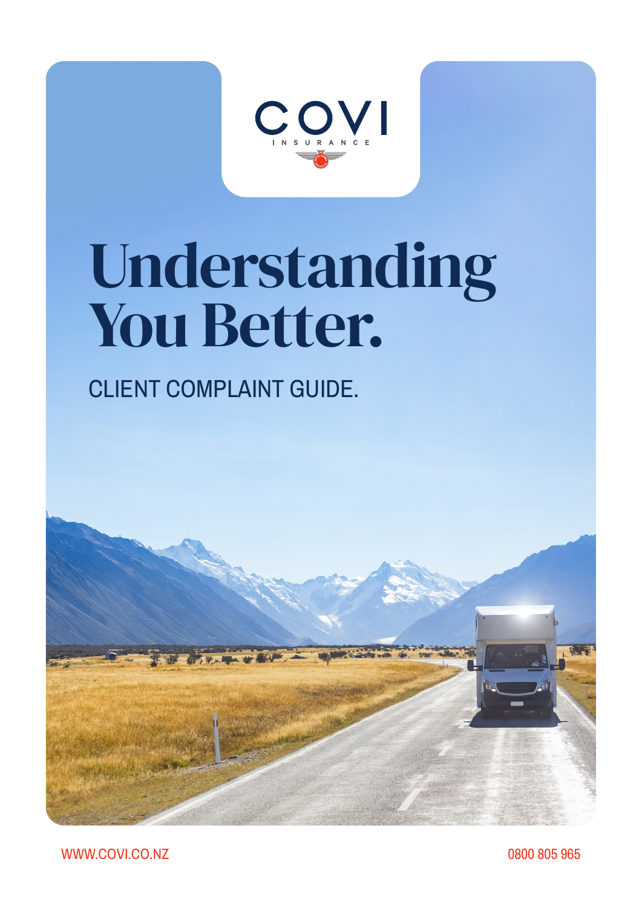COVI

INSURANCE

# Understanding You Better.

## CLIENT COMPLAINT GUIDE.

WWW.COVI.CO.NZ

0800 805 965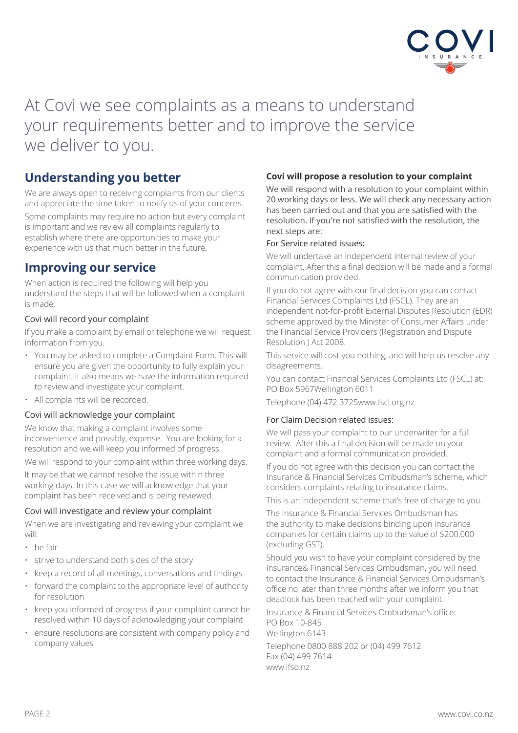At Covi we see complaints as a means to understand your requirements better and to improve the service we deliver to you.

## Understanding you better

We are always open to receiving complaints from our clients and appreciate the time taken to notify us of your concerns.

Some complaints may require no action but every complaint is important and we review all complaints regularly to establish where there are opportunities to make your experience with us that much better in the future.

## Improving our service

When action is required the following will help you understand the steps that will be followed when a complaint is made.

### Covi will record your complaint

If you make a complaint by email or telephone we will request information from you.

- You may be asked to complete a Complaint Form. This will ensure you are given the opportunity to fully explain your complaint. It also means we have the information required to review and investigate your complaint.
- All complaints will be recorded.

### Covi will acknowledge your complaint

We know that making a complaint involves some inconvenience and possibly, expense. You are looking for a resolution and we will keep you informed of progress.

We will respond to your complaint within three working days.

It may be that we cannot resolve the issue within three working days. In this case we will acknowledge that your complaint has been received and is being reviewed.

### Covi will investigate and review your complaint

When we are investigating and reviewing your complaint we will:

- be fair
- strive to understand both sides of the story
- keep a record of all meetings, conversations and findings
- forward the complaint to the appropriate level of authority for resolution
- keep you informed of progress if your complaint cannot be resolved within 10 days of acknowledging your complaint
- ensure resolutions are consistent with company policy and company values

### Covi will propose a resolution to your complaint

We will respond with a resolution to your complaint within 20 working days or less. We will check any necessary action has been carried out and that you are satisfied with the resolution. If you're not satisfied with the resolution, the next steps are:

#### For Service related issues:

We will undertake an independent internal review of your complaint. After this a final decision will be made and a formal communication provided.

If you do not agree with our final decision you can contact Financial Services Complaints Ltd (FSCL). They are an independent not-for-profit External Disputes Resolution (EDR) scheme approved by the Minister of Consumer Affairs under the Financial Service Providers (Registration and Dispute Resolution ) Act 2008.

This service will cost you nothing, and will help us resolve any disagreements.

You can contact Financial Services Complaints Ltd (FSCL) at:
PO Box 5967Wellington 6011

Telephone (04) 472 3725www.fscl.org.nz

#### For Claim Decision related issues:

We will pass your complaint to our underwriter for a full review. After this a final decision will be made on your complaint and a formal communication provided.

If you do not agree with this decision you can contact the Insurance & Financial Services Ombudsman's scheme, which considers complaints relating to insurance claims.

This is an independent scheme that's free of charge to you.

The Insurance & Financial Services Ombudsman has the authority to make decisions binding upon insurance companies for certain claims up to the value of $200,000 (excluding GST).

Should you wish to have your complaint considered by the Insurance& Financial Services Ombudsman, you will need to contact the Insurance & Financial Services Ombudsman's office no later than three months after we inform you that deadlock has been reached with your complaint.

Insurance & Financial Services Ombudsman's office:
PO Box 10-845
Wellington 6143

Telephone 0800 888 202 or (04) 499 7612
Fax (04) 499 7614
www.ifso.nz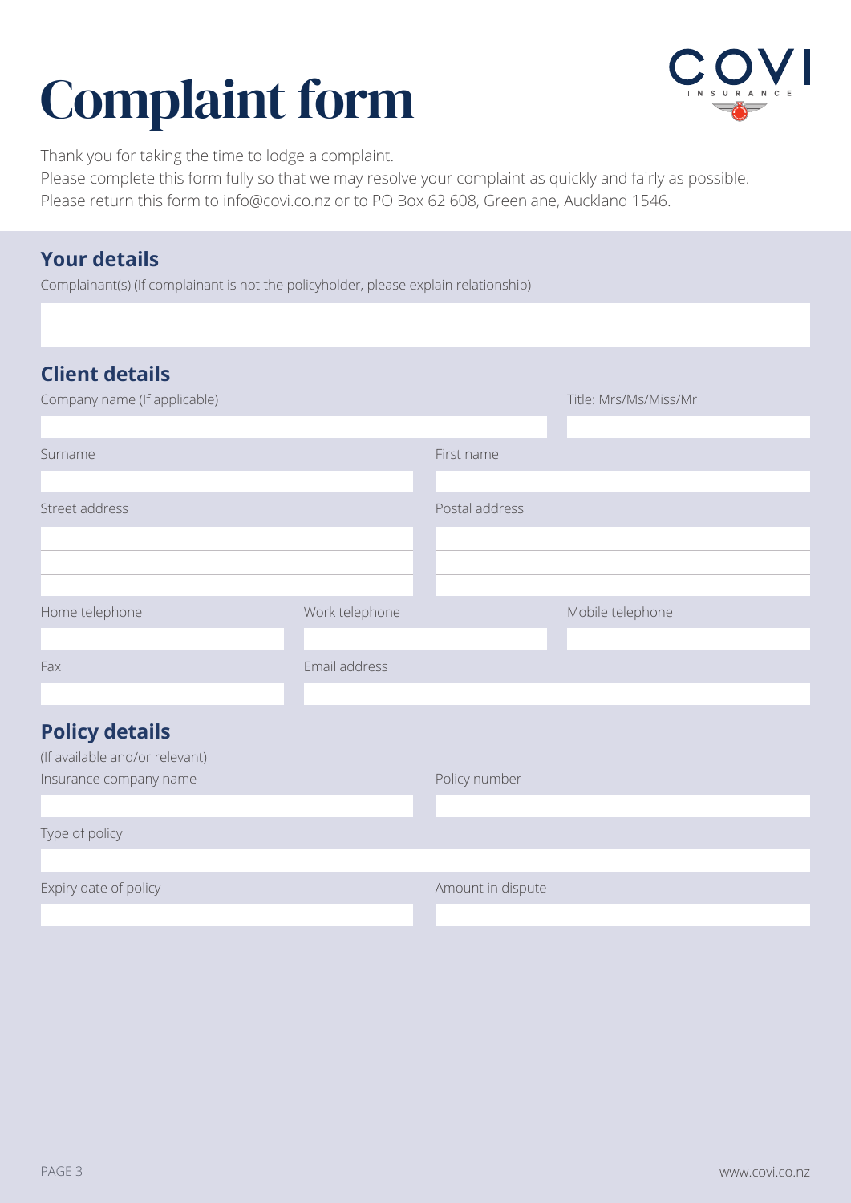# Complaint form

COVI INSURANCE

Thank you for taking the time to lodge a complaint.
Please complete this form fully so that we may resolve your complaint as quickly and fairly as possible.
Please return this form to info@covi.co.nz or to PO Box 62 608, Greenlane, Auckland 1546.

## Your details

Complainant(s) (If complainant is not the policyholder, please explain relationship)

## Client details

Company name (If applicable)

Title: Mrs/Ms/Miss/Mr

Surname

First name

Street address

Postal address

Home telephone

Work telephone

Mobile telephone

Fax

Email address

## Policy details

(If available and/or relevant)

Insurance company name

Policy number

Type of policy

Expiry date of policy

Amount in dispute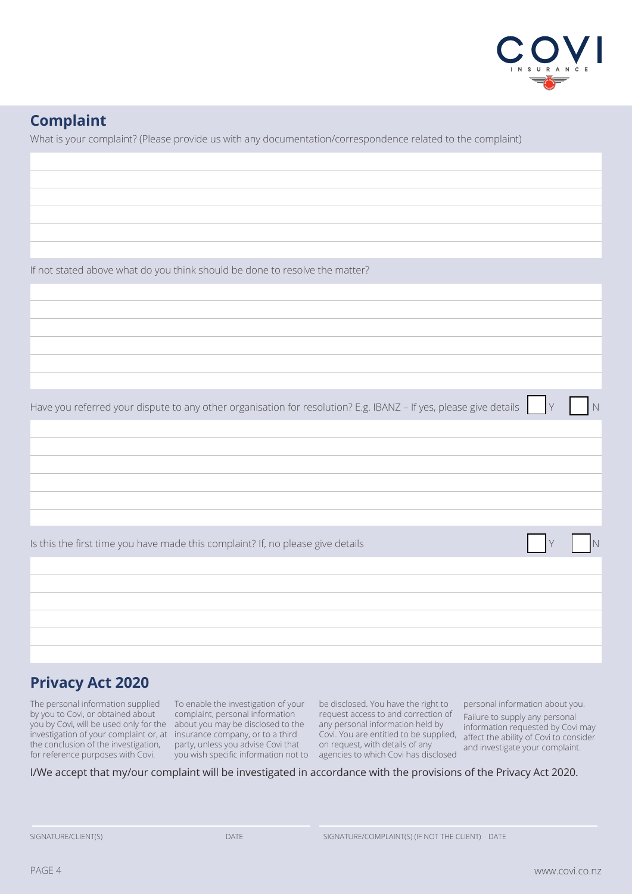## Complaint

What is your complaint? (Please provide us with any documentation/correspondence related to the complaint)

If not stated above what do you think should be done to resolve the matter?

Have you referred your dispute to any other organisation for resolution? E.g. IBANZ – If yes, please give details ☐ Y ☐ N

Is this the first time you have made this complaint? If, no please give details ☐ Y ☐ N

## Privacy Act 2020

The personal information supplied by you to Covi, or obtained about you by Covi, will be used only for the investigation of your complaint or, at the conclusion of the investigation, for reference purposes with Covi. To enable the investigation of your complaint, personal information about you may be disclosed to the insurance company, or to a third party, unless you advise Covi that you wish specific information not to be disclosed. You have the right to request access to and correction of any personal information held by Covi. You are entitled to be supplied, on request, with details of any agencies to which Covi has disclosed personal information about you.

Failure to supply any personal information requested by Covi may affect the ability of Covi to consider and investigate your complaint.

I/We accept that my/our complaint will be investigated in accordance with the provisions of the Privacy Act 2020.

SIGNATURE/CLIENT(S) DATE

SIGNATURE/COMPLAINT(S) (IF NOT THE CLIENT) DATE

www.covi.co.nz